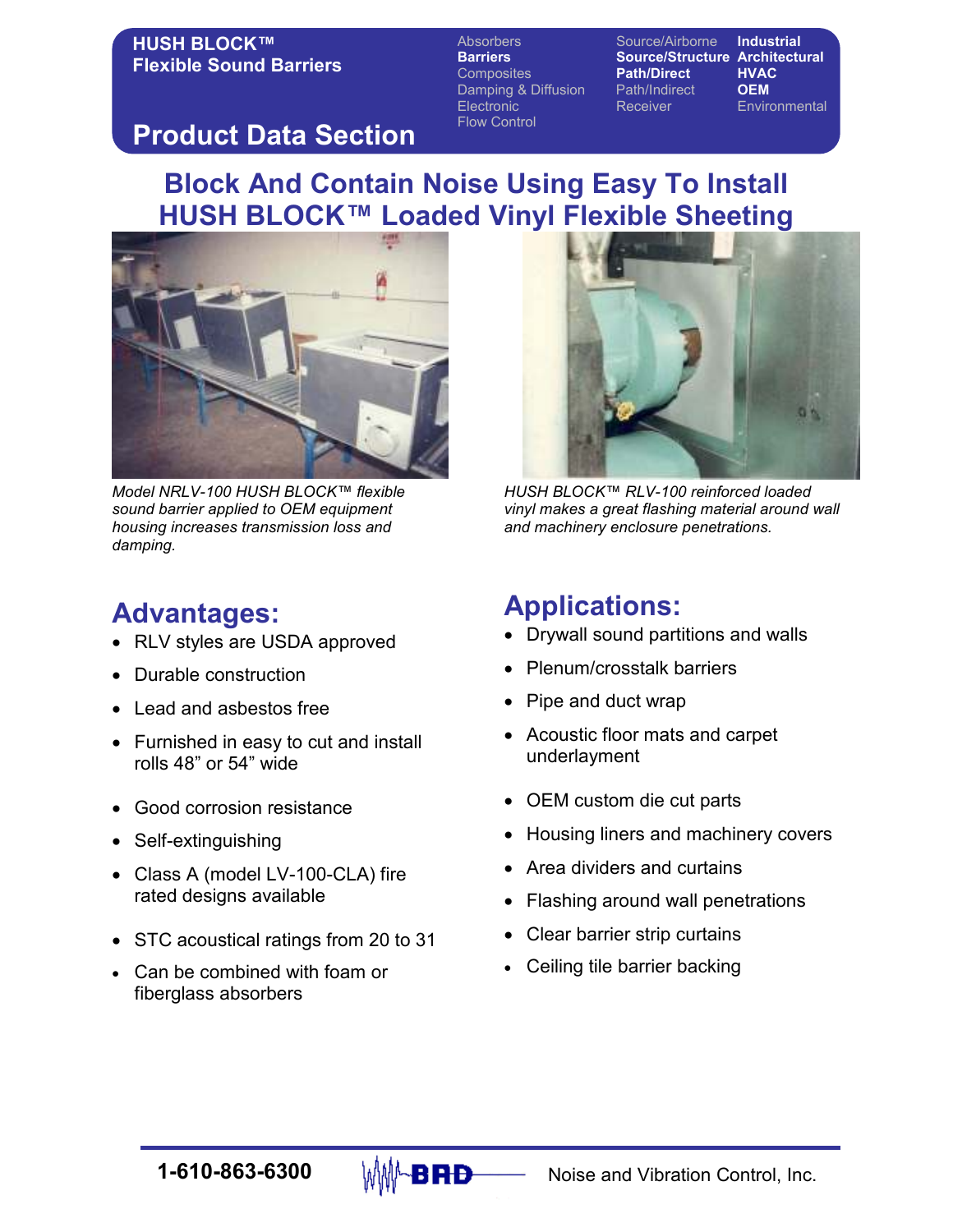**HUSH BLOCK™**
**Flexible Sound Barriers**

Absorbers
**Barriers**
Composites
Damping & Diffusion
Electronic
Flow Control

Source/Airborne
**Source/Structure**
**Path/Direct**
Path/Indirect
Receiver

**Industrial**
**Architectural**
**HVAC**
**OEM**
Environmental

## Product Data Section

# Block And Contain Noise Using Easy To Install HUSH BLOCK™ Loaded Vinyl Flexible Sheeting

*Model NRLV-100 HUSH BLOCK™ flexible sound barrier applied to OEM equipment housing increases transmission loss and damping.*

*HUSH BLOCK™ RLV-100 reinforced loaded vinyl makes a great flashing material around wall and machinery enclosure penetrations.*

## Advantages:

- RLV styles are USDA approved
- Durable construction
- Lead and asbestos free
- Furnished in easy to cut and install rolls 48” or 54” wide
- Good corrosion resistance
- Self-extinguishing
- Class A (model LV-100-CLA) fire rated designs available
- STC acoustical ratings from 20 to 31
- Can be combined with foam or fiberglass absorbers

## Applications:

- Drywall sound partitions and walls
- Plenum/crosstalk barriers
- Pipe and duct wrap
- Acoustic floor mats and carpet underlayment
- OEM custom die cut parts
- Housing liners and machinery covers
- Area dividers and curtains
- Flashing around wall penetrations
- Clear barrier strip curtains
- Ceiling tile barrier backing

1-610-863-6300 BRD Noise and Vibration Control, Inc.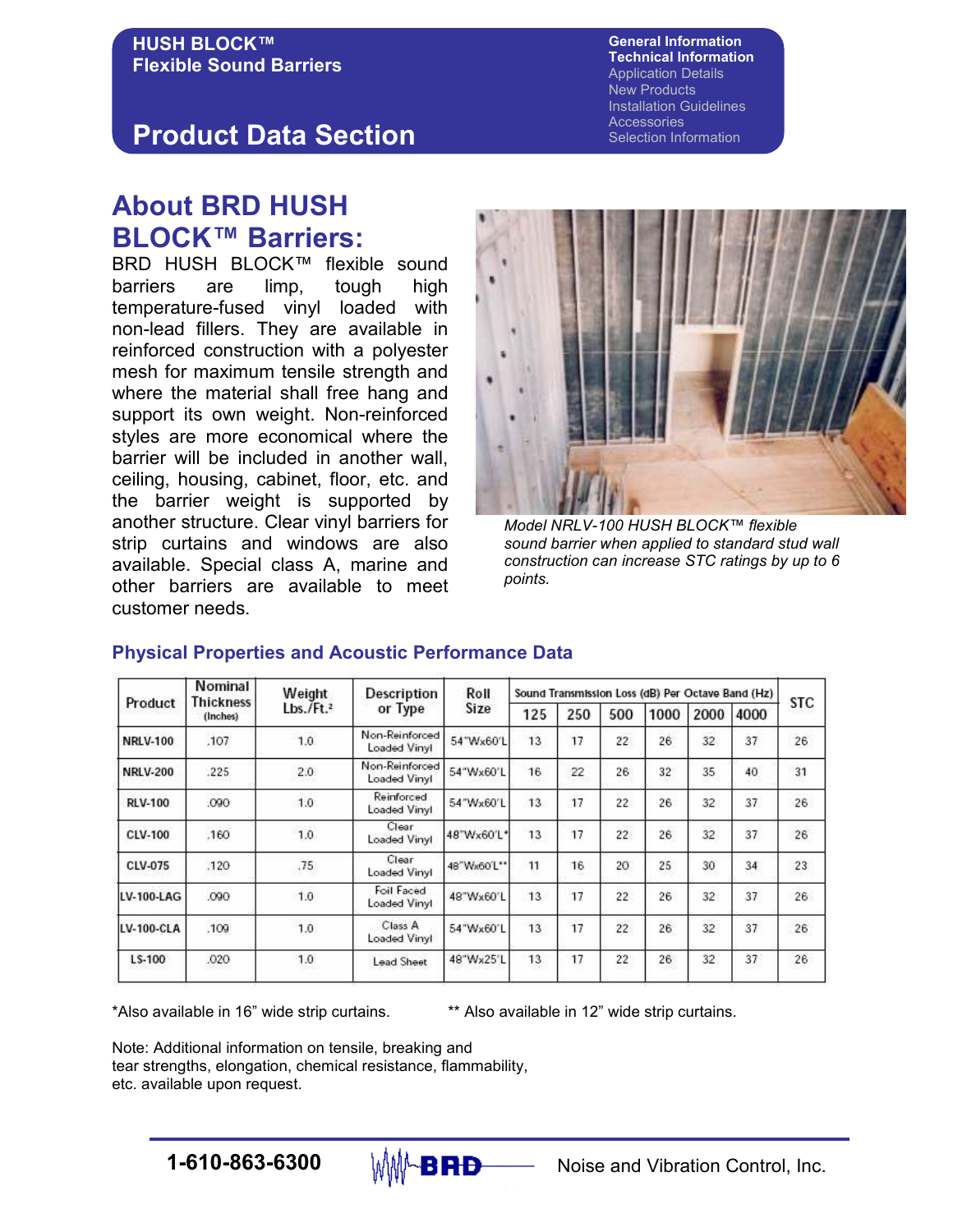# HUSH BLOCK™ Flexible Sound Barriers

**General Information**
**Technical Information**
Application Details
New Products
Installation Guidelines
Accessories
Selection Information

## Product Data Section

## About BRD HUSH BLOCK™ Barriers:

BRD HUSH BLOCK™ flexible sound barriers are limp, tough high temperature-fused vinyl loaded with non-lead fillers. They are available in reinforced construction with a polyester mesh for maximum tensile strength and where the material shall free hang and support its own weight. Non-reinforced styles are more economical where the barrier will be included in another wall, ceiling, housing, cabinet, floor, etc. and the barrier weight is supported by another structure. Clear vinyl barriers for strip curtains and windows are also available. Special class A, marine and other barriers are available to meet customer needs.

*Model NRLV-100 HUSH BLOCK™ flexible sound barrier when applied to standard stud wall construction can increase STC ratings by up to 6 points.*

### Physical Properties and Acoustic Performance Data

| Product | Nominal Thickness (Inches) | Weight Lbs./Ft.² | Description or Type | Roll Size | Sound Transmission Loss (dB) Per Octave Band (Hz) | | | | | | STC |
|---|---|---|---|---|---|---|---|---|---|---|---|
| | | | | | 125 | 250 | 500 | 1000 | 2000 | 4000 | |
| NRLV-100 | .107 | 1.0 | Non-Reinforced Loaded Vinyl | 54"Wx60'L | 13 | 17 | 22 | 26 | 32 | 37 | 26 |
| NRLV-200 | .225 | 2.0 | Non-Reinforced Loaded Vinyl | 54"Wx60'L | 16 | 22 | 26 | 32 | 35 | 40 | 31 |
| RLV-100 | .090 | 1.0 | Reinforced Loaded Vinyl | 54"Wx60'L | 13 | 17 | 22 | 26 | 32 | 37 | 26 |
| CLV-100 | .160 | 1.0 | Clear Loaded Vinyl | 48"Wx60'L* | 13 | 17 | 22 | 26 | 32 | 37 | 26 |
| CLV-075 | .120 | .75 | Clear Loaded Vinyl | 48"Wx60'L** | 11 | 16 | 20 | 25 | 30 | 34 | 23 |
| LV-100-LAG | .090 | 1.0 | Foil Faced Loaded Vinyl | 48"Wx60'L | 13 | 17 | 22 | 26 | 32 | 37 | 26 |
| LV-100-CLA | .109 | 1.0 | Class A Loaded Vinyl | 54"Wx60'L | 13 | 17 | 22 | 26 | 32 | 37 | 26 |
| LS-100 | .020 | 1.0 | Lead Sheet | 48"Wx25'L | 13 | 17 | 22 | 26 | 32 | 37 | 26 |

*Also available in 16" wide strip curtains. ** Also available in 12" wide strip curtains.

Note: Additional information on tensile, breaking and tear strengths, elongation, chemical resistance, flammability, etc. available upon request.

1-610-863-6300 BRD Noise and Vibration Control, Inc.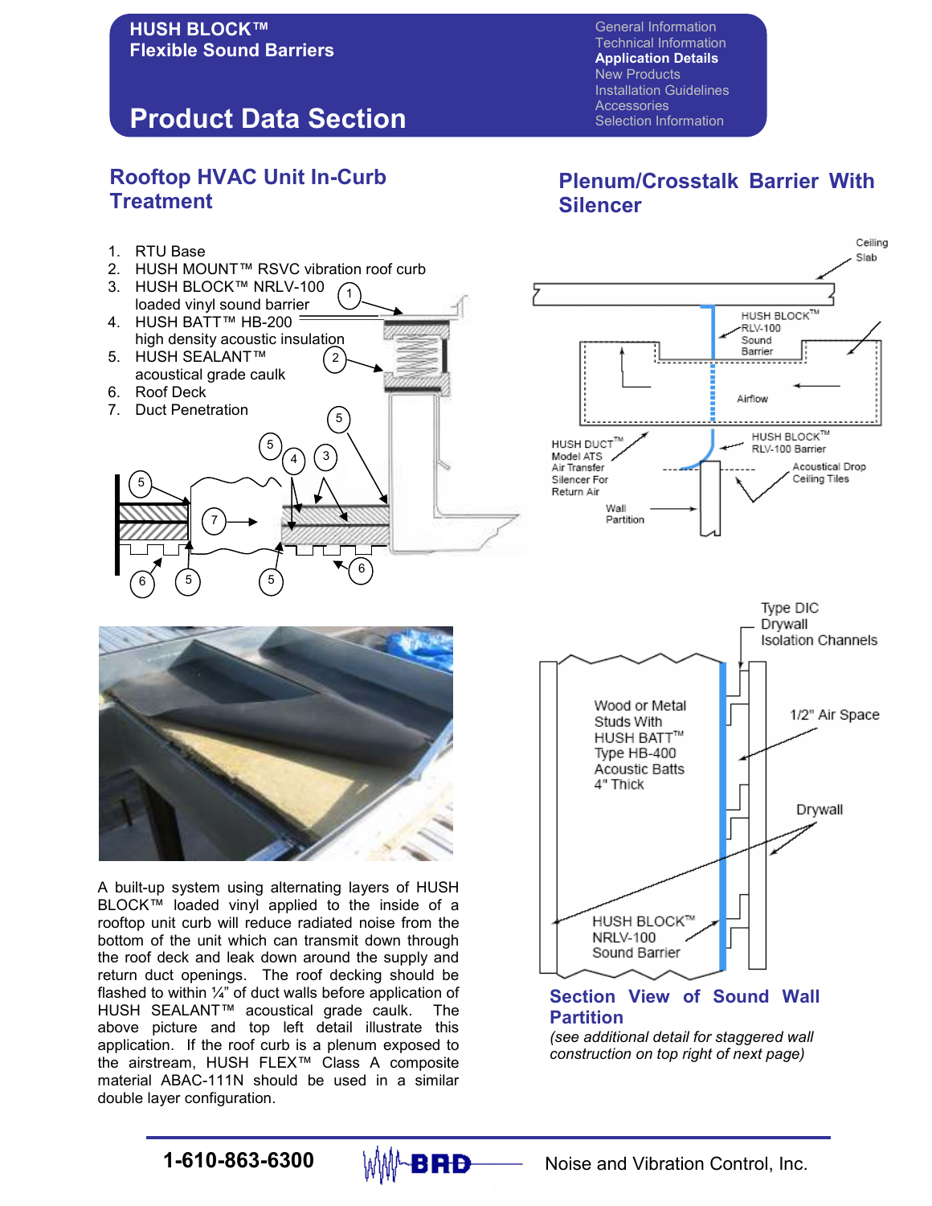HUSH BLOCK™
Flexible Sound Barriers

General Information
Technical Information
**Application Details**
New Products
Installation Guidelines
Accessories
Selection Information

# Product Data Section

## Rooftop HVAC Unit In-Curb Treatment

1. RTU Base
2. HUSH MOUNT™ RSVC vibration roof curb
3. HUSH BLOCK™ NRLV-100 loaded vinyl sound barrier
4. HUSH BATT™ HB-200 high density acoustic insulation
5. HUSH SEALANT™ acoustical grade caulk
6. Roof Deck
7. Duct Penetration

A built-up system using alternating layers of HUSH BLOCK™ loaded vinyl applied to the inside of a rooftop unit curb will reduce radiated noise from the bottom of the unit which can transmit down through the roof deck and leak down around the supply and return duct openings. The roof decking should be flashed to within ¼" of duct walls before application of HUSH SEALANT™ acoustical grade caulk. The above picture and top left detail illustrate this application. If the roof curb is a plenum exposed to the airstream, HUSH FLEX™ Class A composite material ABAC-111N should be used in a similar double layer configuration.

## Plenum/Crosstalk Barrier With Silencer

Ceiling Slab
HUSH BLOCK™ RLV-100 Sound Barrier
Airflow
HUSH DUCT™ Model ATS Air Transfer Silencer For Return Air
HUSH BLOCK™ RLV-100 Barrier
Acoustical Drop Ceiling Tiles
Wall Partition

Type DIC Drywall Isolation Channels
Wood or Metal Studs With HUSH BATT™ Type HB-400 Acoustic Batts 4" Thick
1/2" Air Space
Drywall
HUSH BLOCK™ NRLV-100 Sound Barrier

## Section View of Sound Wall Partition

*(see additional detail for staggered wall construction on top right of next page)*

**1-610-863-6300** BRD Noise and Vibration Control, Inc.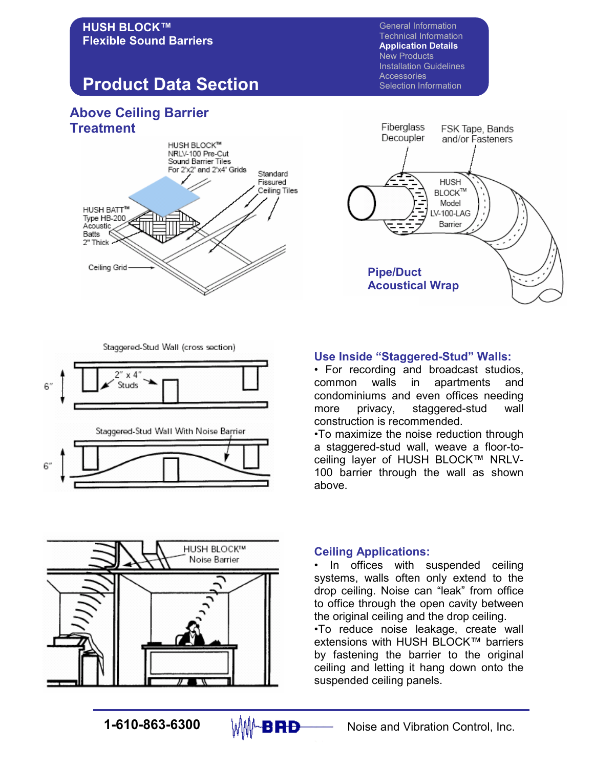# HUSH BLOCK™ Flexible Sound Barriers

## Product Data Section

General Information
Technical Information
**Application Details**
New Products
Installation Guidelines
Accessories
Selection Information

## Above Ceiling Barrier Treatment

HUSH BLOCK™ NRLV-100 Pre-Cut Sound Barrier Tiles For 2'x2' and 2'x4' Grids

Standard Fissured Ceiling Tiles

HUSH BATT™ Type HB-200 Acoustic Batts 2" Thick

Ceiling Grid

Fiberglass Decoupler

FSK Tape, Bands and/or Fasteners

HUSH BLOCK™ Model LV-100-LAG Barrier

## Pipe/Duct Acoustical Wrap

Staggered-Stud Wall (cross section)

6"

2" x 4" Studs

Staggered-Stud Wall With Noise Barrier

6"

### Use Inside "Staggered-Stud" Walls:

- For recording and broadcast studios, common walls in apartments and condominiums and even offices needing more privacy, staggered-stud wall construction is recommended.
- To maximize the noise reduction through a staggered-stud wall, weave a floor-to-ceiling layer of HUSH BLOCK™ NRLV-100 barrier through the wall as shown above.

HUSH BLOCK™ Noise Barrier

### Ceiling Applications:

- In offices with suspended ceiling systems, walls often only extend to the drop ceiling. Noise can "leak" from office to office through the open cavity between the original ceiling and the drop ceiling.
- To reduce noise leakage, create wall extensions with HUSH BLOCK™ barriers by fastening the barrier to the original ceiling and letting it hang down onto the suspended ceiling panels.

1-610-863-6300 BRD Noise and Vibration Control, Inc.